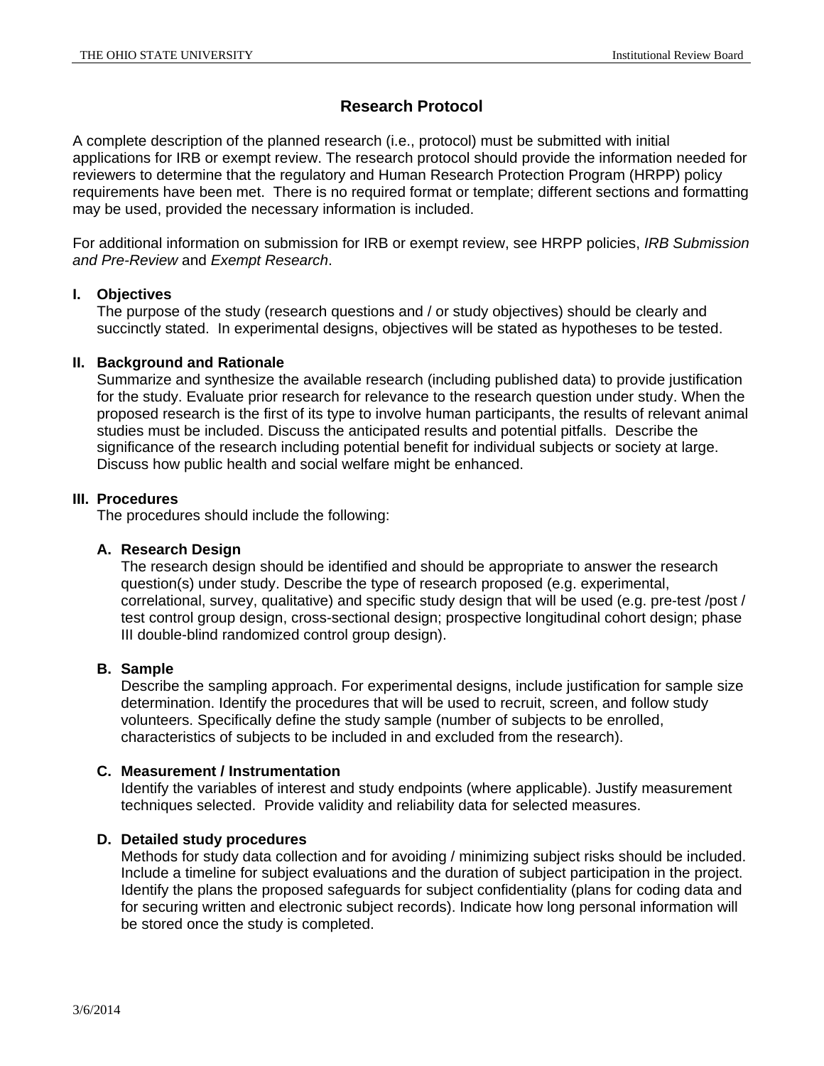# Research Protocol

A complete description of the planned research (i.e., protocol) must be submitted with initial applications for IRB or exempt review. The research protocol should provide the information needed for reviewers to determine that the regulatory and Human Research Protection Program (HRPP) policy requirements have been met. There is no required format or template; different sections and formatting may be used, provided the necessary information is included.

For additional information on submission for IRB or exempt review, see HRPP policies, *IRB Submission and Pre-Review* and *Exempt Research*.

## I. Objectives

The purpose of the study (research questions and / or study objectives) should be clearly and succinctly stated. In experimental designs, objectives will be stated as hypotheses to be tested.

## II. Background and Rationale

Summarize and synthesize the available research (including published data) to provide justification for the study. Evaluate prior research for relevance to the research question under study. When the proposed research is the first of its type to involve human participants, the results of relevant animal studies must be included. Discuss the anticipated results and potential pitfalls. Describe the significance of the research including potential benefit for individual subjects or society at large. Discuss how public health and social welfare might be enhanced.

## III. Procedures

The procedures should include the following:

### A. Research Design

The research design should be identified and should be appropriate to answer the research question(s) under study. Describe the type of research proposed (e.g. experimental, correlational, survey, qualitative) and specific study design that will be used (e.g. pre-test /post / test control group design, cross-sectional design; prospective longitudinal cohort design; phase III double-blind randomized control group design).

### B. Sample

Describe the sampling approach. For experimental designs, include justification for sample size determination. Identify the procedures that will be used to recruit, screen, and follow study volunteers. Specifically define the study sample (number of subjects to be enrolled, characteristics of subjects to be included in and excluded from the research).

### C. Measurement / Instrumentation

Identify the variables of interest and study endpoints (where applicable). Justify measurement techniques selected. Provide validity and reliability data for selected measures.

### D. Detailed study procedures

Methods for study data collection and for avoiding / minimizing subject risks should be included. Include a timeline for subject evaluations and the duration of subject participation in the project. Identify the plans the proposed safeguards for subject confidentiality (plans for coding data and for securing written and electronic subject records). Indicate how long personal information will be stored once the study is completed.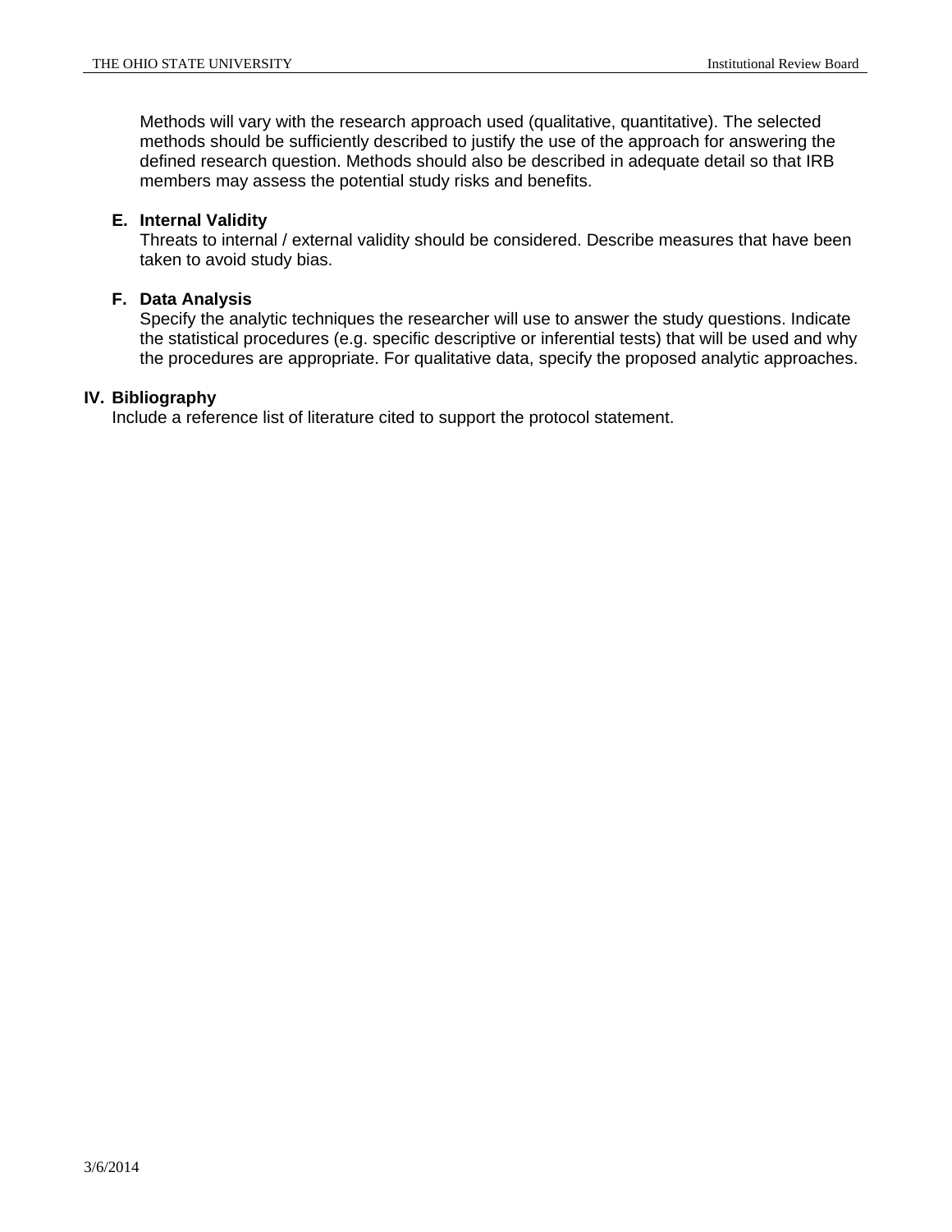Methods will vary with the research approach used (qualitative, quantitative). The selected methods should be sufficiently described to justify the use of the approach for answering the defined research question. Methods should also be described in adequate detail so that IRB members may assess the potential study risks and benefits.

**E. Internal Validity**

Threats to internal / external validity should be considered. Describe measures that have been taken to avoid study bias.

**F. Data Analysis**

Specify the analytic techniques the researcher will use to answer the study questions. Indicate the statistical procedures (e.g. specific descriptive or inferential tests) that will be used and why the procedures are appropriate. For qualitative data, specify the proposed analytic approaches.

## IV. Bibliography

Include a reference list of literature cited to support the protocol statement.